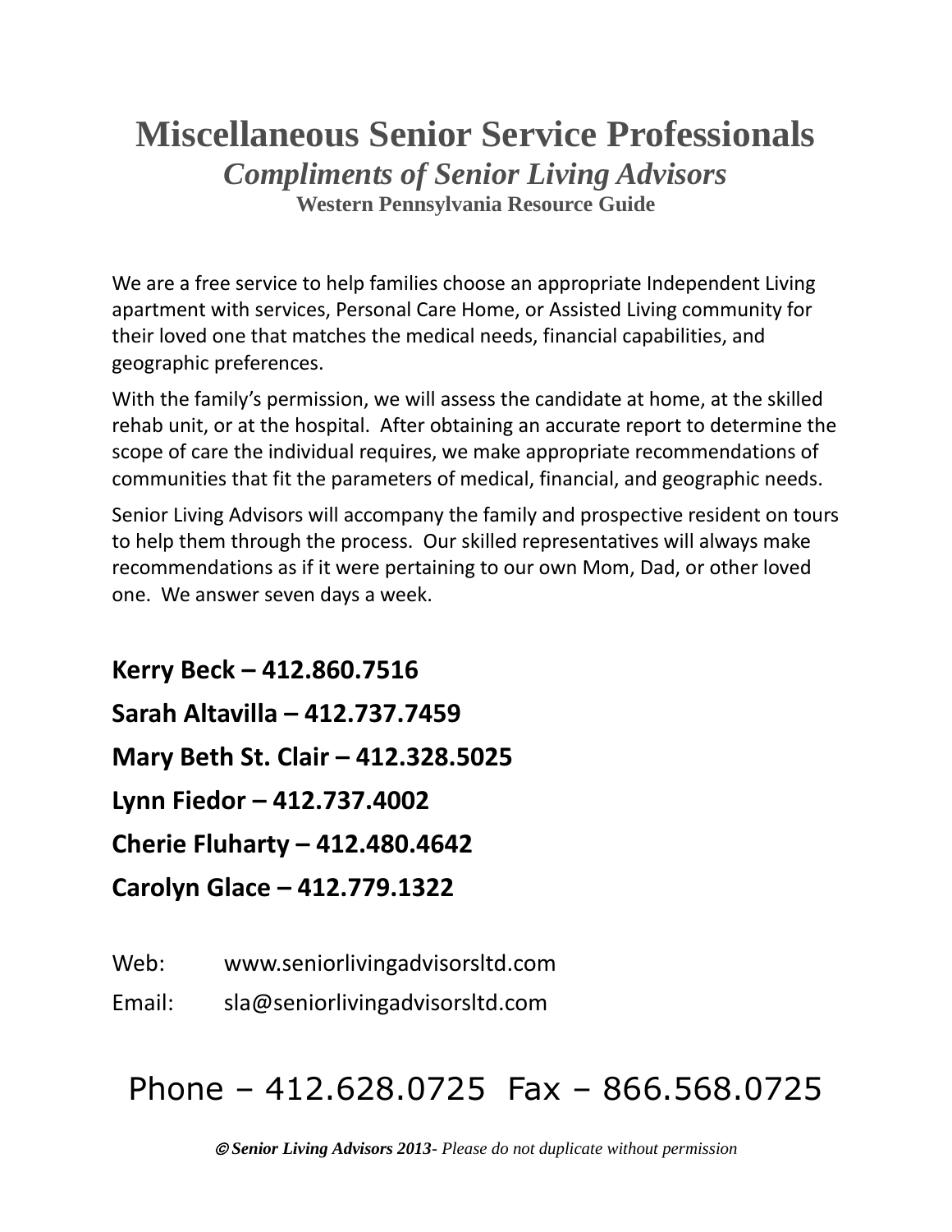# Miscellaneous Senior Service Professionals

## *Compliments of Senior Living Advisors*

### Western Pennsylvania Resource Guide

We are a free service to help families choose an appropriate Independent Living apartment with services, Personal Care Home, or Assisted Living community for their loved one that matches the medical needs, financial capabilities, and geographic preferences.

With the family's permission, we will assess the candidate at home, at the skilled rehab unit, or at the hospital. After obtaining an accurate report to determine the scope of care the individual requires, we make appropriate recommendations of communities that fit the parameters of medical, financial, and geographic needs.

Senior Living Advisors will accompany the family and prospective resident on tours to help them through the process. Our skilled representatives will always make recommendations as if it were pertaining to our own Mom, Dad, or other loved one. We answer seven days a week.

**Kerry Beck – 412.860.7516**

**Sarah Altavilla – 412.737.7459**

**Mary Beth St. Clair – 412.328.5025**

**Lynn Fiedor – 412.737.4002**

**Cherie Fluharty – 412.480.4642**

**Carolyn Glace – 412.779.1322**

Web: www.seniorlivingadvisorsltd.com

Email: sla@seniorlivingadvisorsltd.com

Phone – 412.628.0725 Fax – 866.568.0725

*© **Senior Living Advisors 2013**- Please do not duplicate without permission*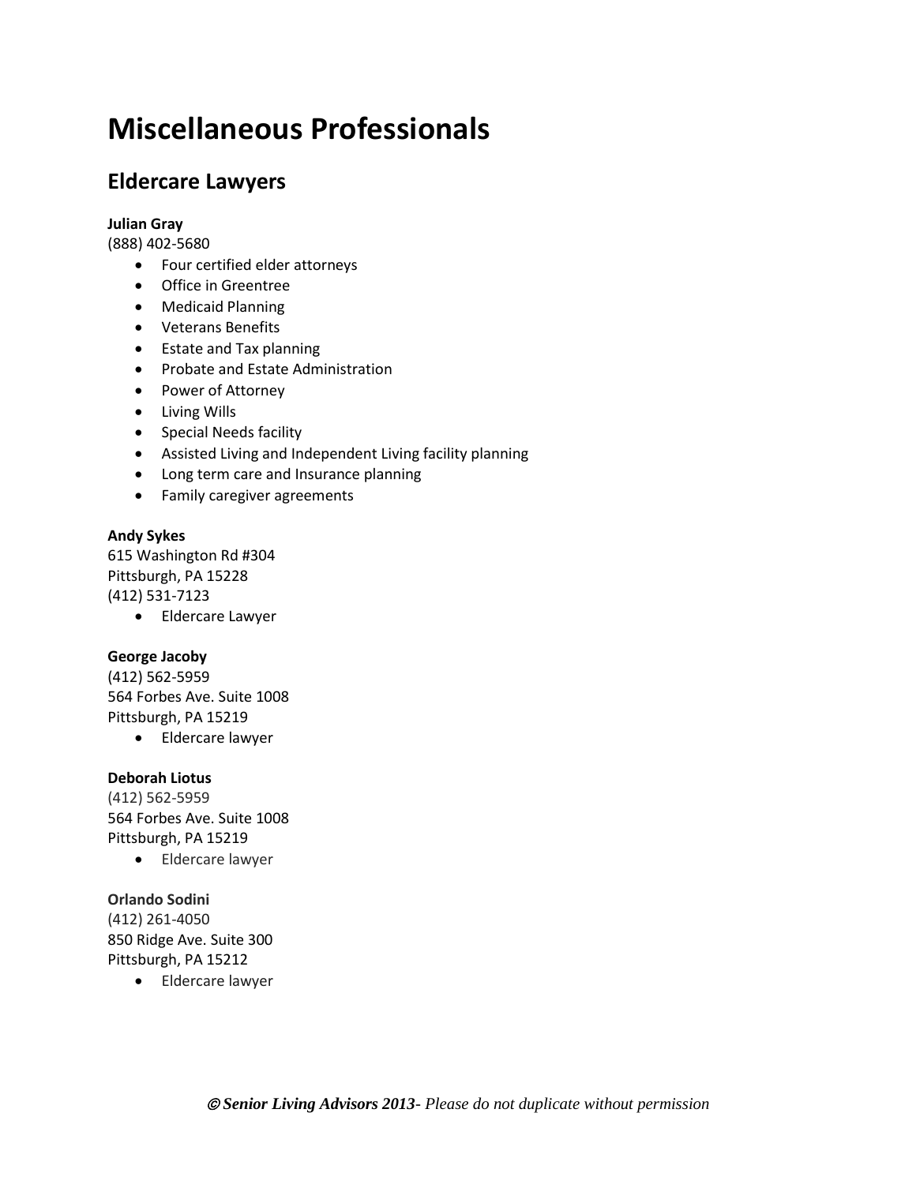# Miscellaneous Professionals

## Eldercare Lawyers

**Julian Gray**
(888) 402-5680

- Four certified elder attorneys
- Office in Greentree
- Medicaid Planning
- Veterans Benefits
- Estate and Tax planning
- Probate and Estate Administration
- Power of Attorney
- Living Wills
- Special Needs facility
- Assisted Living and Independent Living facility planning
- Long term care and Insurance planning
- Family caregiver agreements

**Andy Sykes**
615 Washington Rd #304
Pittsburgh, PA 15228
(412) 531-7123

- Eldercare Lawyer

**George Jacoby**
(412) 562-5959
564 Forbes Ave. Suite 1008
Pittsburgh, PA 15219

- Eldercare lawyer

**Deborah Liotus**
(412) 562-5959
564 Forbes Ave. Suite 1008
Pittsburgh, PA 15219

- Eldercare lawyer

**Orlando Sodini**
(412) 261-4050
850 Ridge Ave. Suite 300
Pittsburgh, PA 15212

- Eldercare lawyer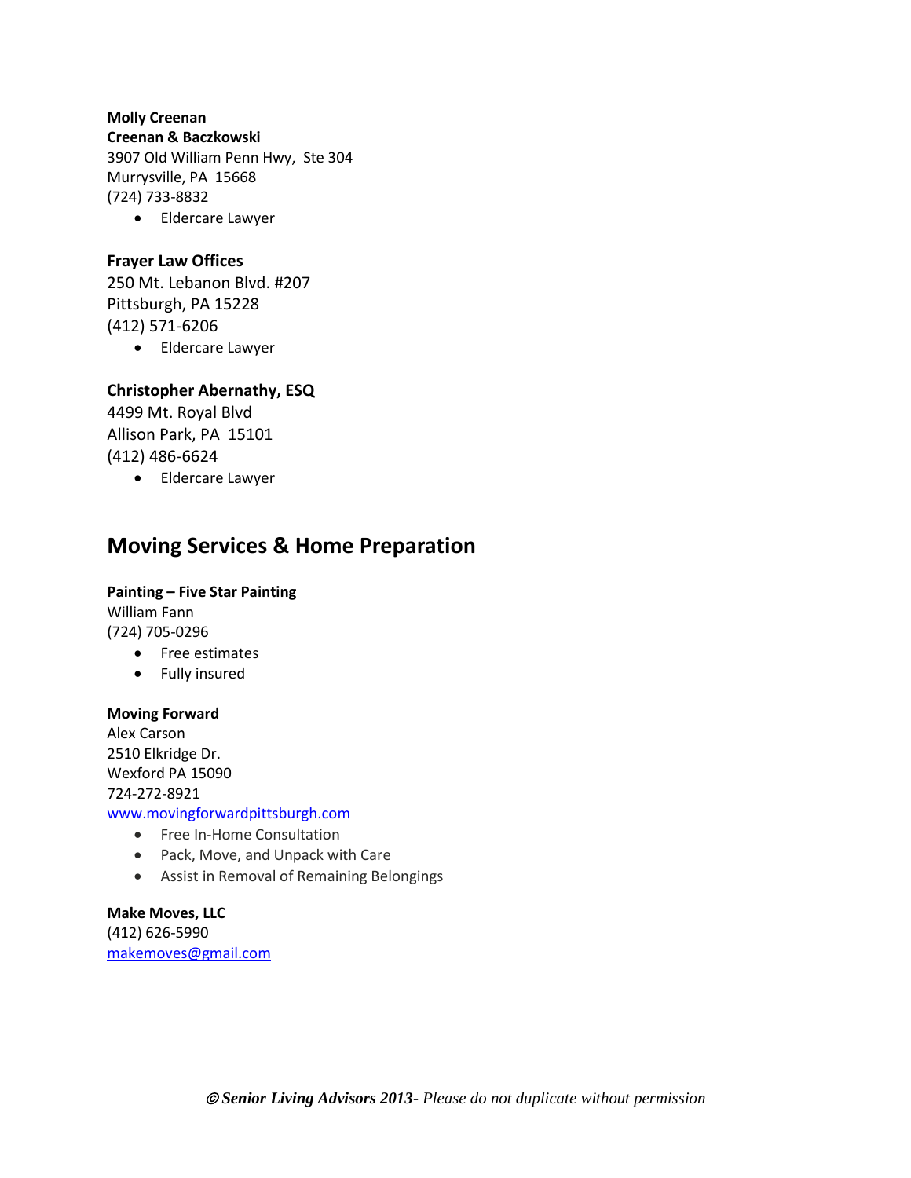**Molly Creenan**
**Creenan & Baczkowski**
3907 Old William Penn Hwy, Ste 304
Murrysville, PA 15668
(724) 733-8832

- Eldercare Lawyer

**Frayer Law Offices**
250 Mt. Lebanon Blvd. #207
Pittsburgh, PA 15228
(412) 571-6206

- Eldercare Lawyer

**Christopher Abernathy, ESQ**
4499 Mt. Royal Blvd
Allison Park, PA 15101
(412) 486-6624

- Eldercare Lawyer

## Moving Services & Home Preparation

**Painting – Five Star Painting**
William Fann
(724) 705-0296

- Free estimates
- Fully insured

**Moving Forward**
Alex Carson
2510 Elkridge Dr.
Wexford PA 15090
724-272-8921
www.movingforwardpittsburgh.com

- Free In-Home Consultation
- Pack, Move, and Unpack with Care
- Assist in Removal of Remaining Belongings

**Make Moves, LLC**
(412) 626-5990
makemoves@gmail.com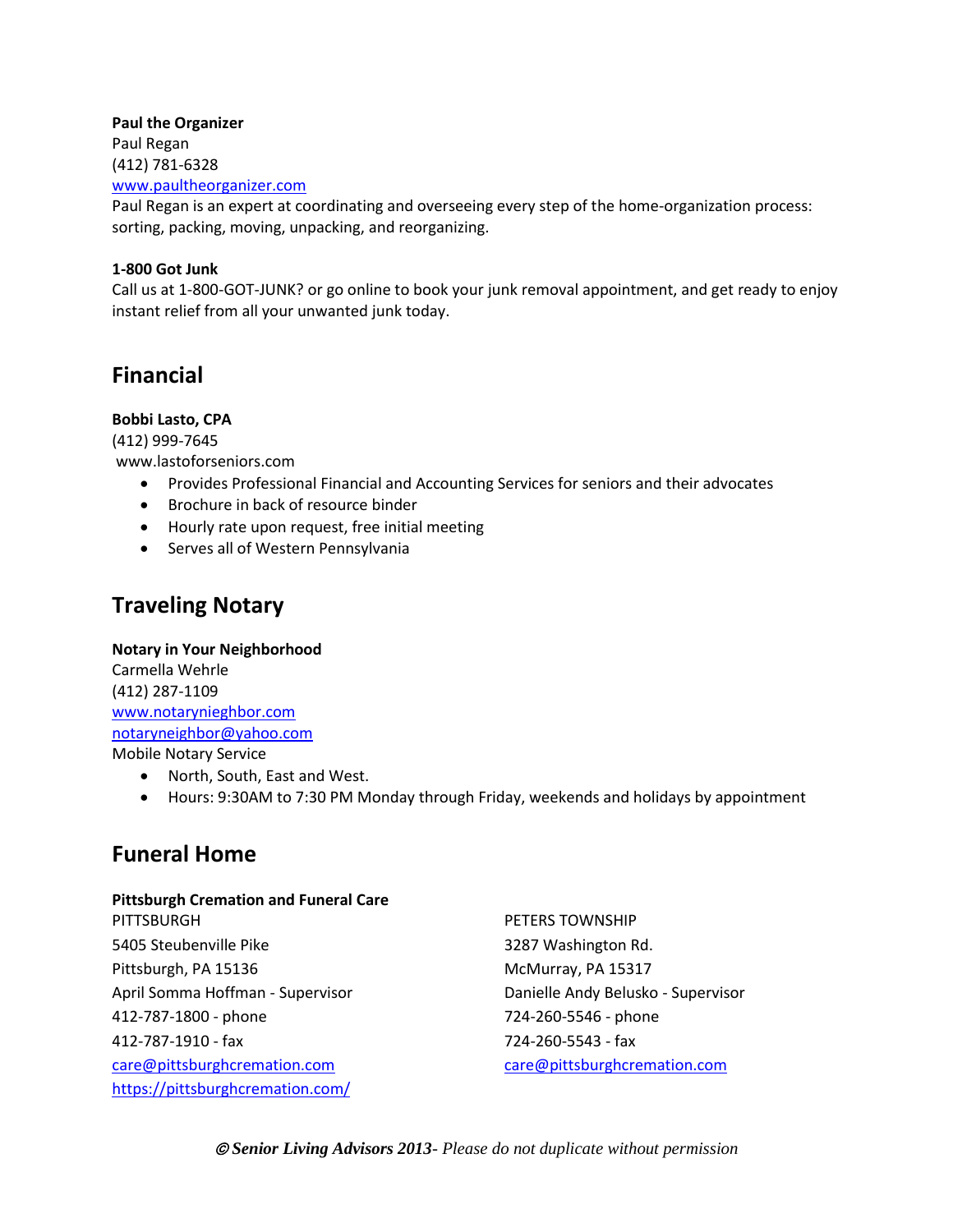**Paul the Organizer**
Paul Regan
(412) 781-6328
www.paultheorganizer.com
Paul Regan is an expert at coordinating and overseeing every step of the home-organization process: sorting, packing, moving, unpacking, and reorganizing.

**1-800 Got Junk**
Call us at 1-800-GOT-JUNK? or go online to book your junk removal appointment, and get ready to enjoy instant relief from all your unwanted junk today.

## Financial

**Bobbi Lasto, CPA**
(412) 999-7645
www.lastoforseniors.com

- Provides Professional Financial and Accounting Services for seniors and their advocates
- Brochure in back of resource binder
- Hourly rate upon request, free initial meeting
- Serves all of Western Pennsylvania

## Traveling Notary

**Notary in Your Neighborhood**
Carmella Wehrle
(412) 287-1109
www.notarynieghbor.com
notaryneighbor@yahoo.com
Mobile Notary Service

- North, South, East and West.
- Hours: 9:30AM to 7:30 PM Monday through Friday, weekends and holidays by appointment

## Funeral Home

**Pittsburgh Cremation and Funeral Care**

PITTSBURGH
5405 Steubenville Pike
Pittsburgh, PA 15136
April Somma Hoffman - Supervisor
412-787-1800 - phone
412-787-1910 - fax
care@pittsburghcremation.com
https://pittsburghcremation.com/

PETERS TOWNSHIP
3287 Washington Rd.
McMurray, PA 15317
Danielle Andy Belusko - Supervisor
724-260-5546 - phone
724-260-5543 - fax
care@pittsburghcremation.com

*© **Senior Living Advisors 2013**- Please do not duplicate without permission*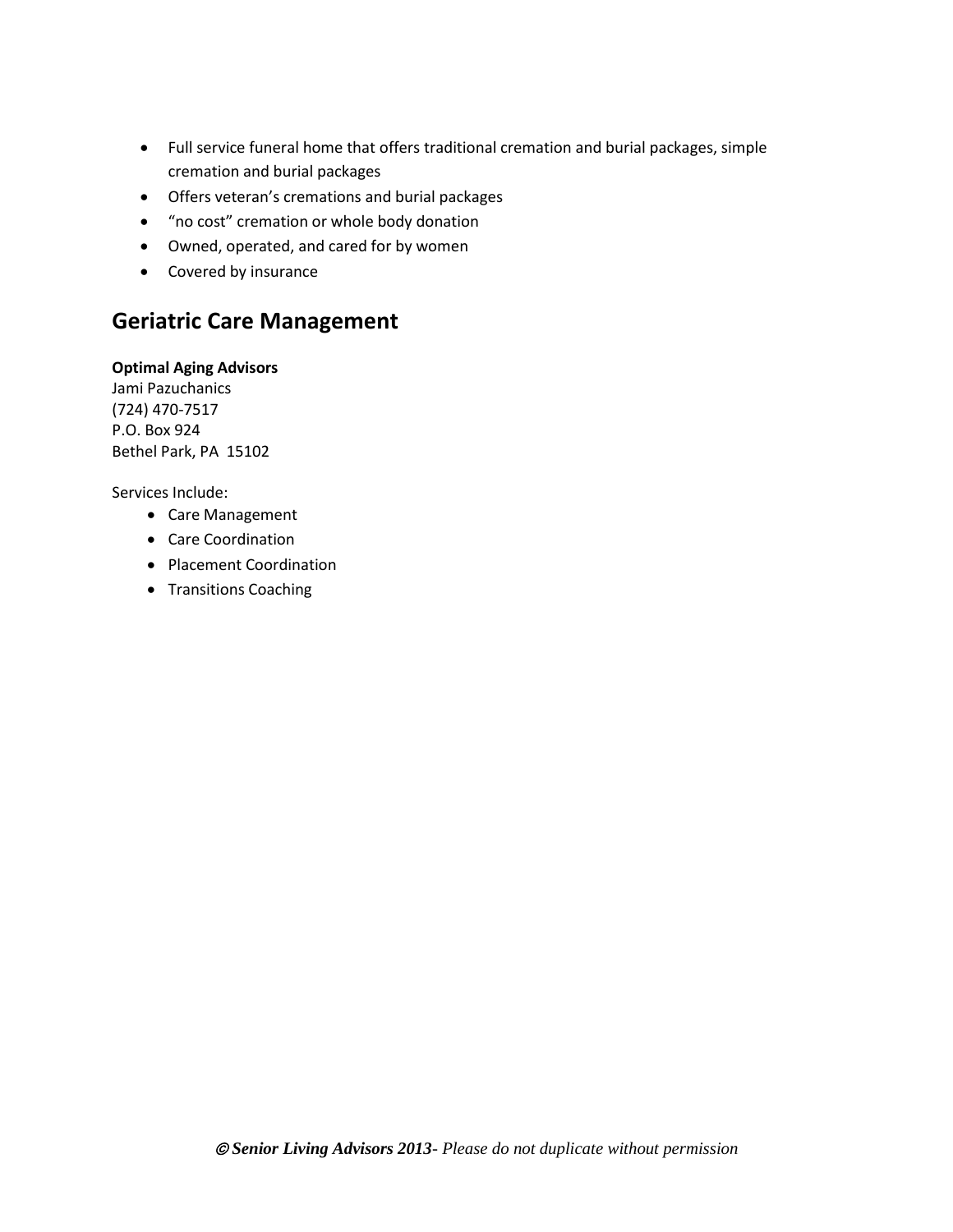- Full service funeral home that offers traditional cremation and burial packages, simple cremation and burial packages
- Offers veteran's cremations and burial packages
- "no cost" cremation or whole body donation
- Owned, operated, and cared for by women
- Covered by insurance

## Geriatric Care Management

**Optimal Aging Advisors**
Jami Pazuchanics
(724) 470-7517
P.O. Box 924
Bethel Park, PA 15102

Services Include:

- Care Management
- Care Coordination
- Placement Coordination
- Transitions Coaching